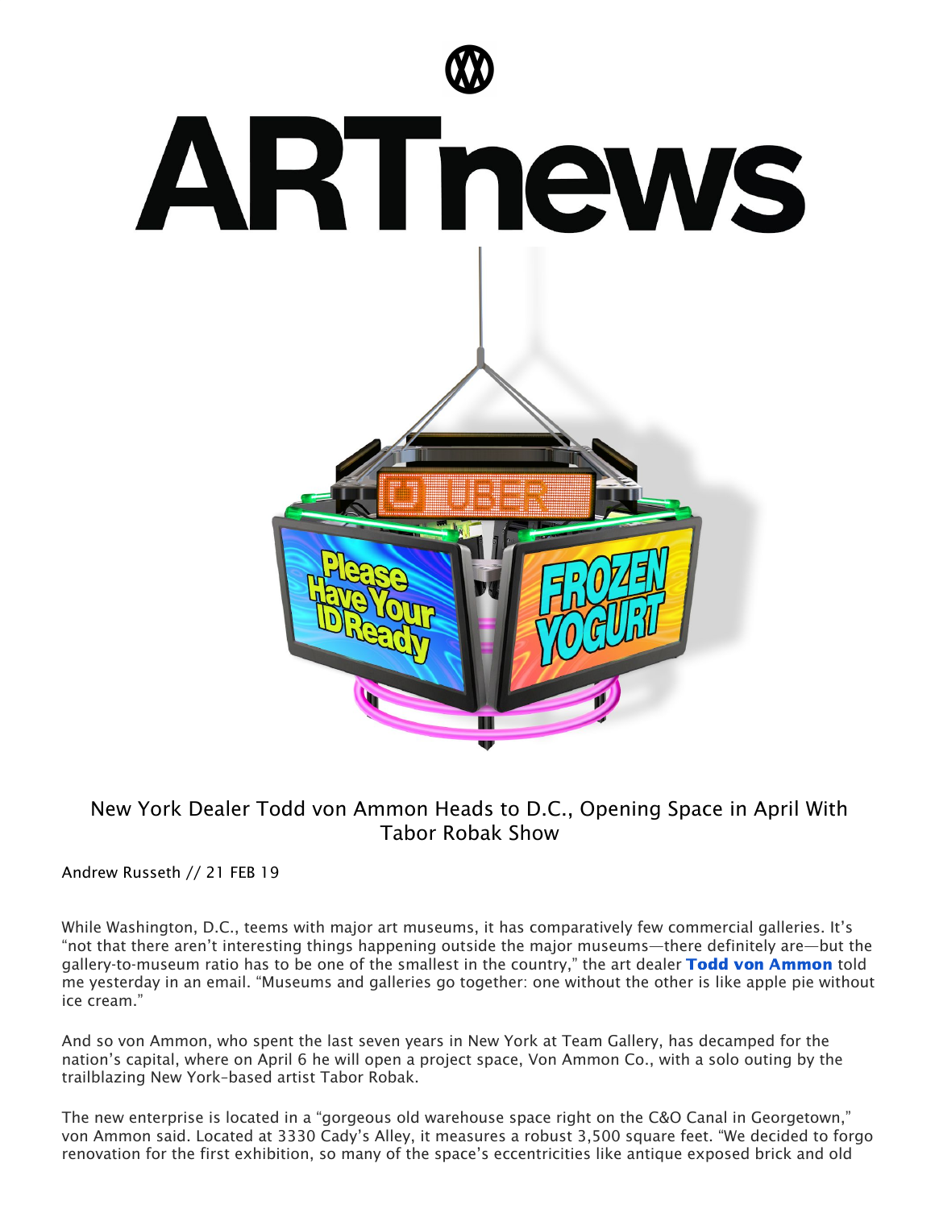# ARTnews

## New York Dealer Todd von Ammon Heads to D.C., Opening Space in April With Tabor Robak Show

Andrew Russeth // 21 FEB 19

While Washington, D.C., teems with major art museums, it has comparatively few commercial galleries. It's "not that there aren't interesting things happening outside the major museums—there definitely are—but the gallery-to-museum ratio has to be one of the smallest in the country," the art dealer **Todd von Ammon** told me yesterday in an email. "Museums and galleries go together: one without the other is like apple pie without ice cream."

And so von Ammon, who spent the last seven years in New York at Team Gallery, has decamped for the nation's capital, where on April 6 he will open a project space, Von Ammon Co., with a solo outing by the trailblazing New York–based artist Tabor Robak.

The new enterprise is located in a "gorgeous old warehouse space right on the C&O Canal in Georgetown," von Ammon said. Located at 3330 Cady's Alley, it measures a robust 3,500 square feet. "We decided to forgo renovation for the first exhibition, so many of the space's eccentricities like antique exposed brick and old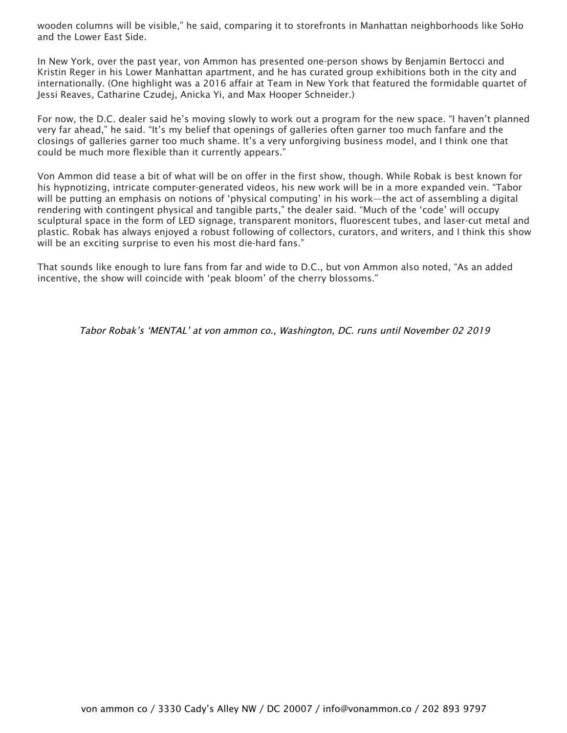wooden columns will be visible," he said, comparing it to storefronts in Manhattan neighborhoods like SoHo and the Lower East Side.

In New York, over the past year, von Ammon has presented one-person shows by Benjamin Bertocci and Kristin Reger in his Lower Manhattan apartment, and he has curated group exhibitions both in the city and internationally. (One highlight was a 2016 affair at Team in New York that featured the formidable quartet of Jessi Reaves, Catharine Czudej, Anicka Yi, and Max Hooper Schneider.)

For now, the D.C. dealer said he's moving slowly to work out a program for the new space. "I haven't planned very far ahead," he said. "It's my belief that openings of galleries often garner too much fanfare and the closings of galleries garner too much shame. It's a very unforgiving business model, and I think one that could be much more flexible than it currently appears."

Von Ammon did tease a bit of what will be on offer in the first show, though. While Robak is best known for his hypnotizing, intricate computer-generated videos, his new work will be in a more expanded vein. "Tabor will be putting an emphasis on notions of 'physical computing' in his work—the act of assembling a digital rendering with contingent physical and tangible parts," the dealer said. "Much of the 'code' will occupy sculptural space in the form of LED signage, transparent monitors, fluorescent tubes, and laser-cut metal and plastic. Robak has always enjoyed a robust following of collectors, curators, and writers, and I think this show will be an exciting surprise to even his most die-hard fans."

That sounds like enough to lure fans from far and wide to D.C., but von Ammon also noted, "As an added incentive, the show will coincide with 'peak bloom' of the cherry blossoms."

*Tabor Robak's 'MENTAL' at von ammon co., Washington, DC. runs until November 02 2019*

von ammon co / 3330 Cady's Alley NW / DC 20007 / info@vonammon.co / 202 893 9797